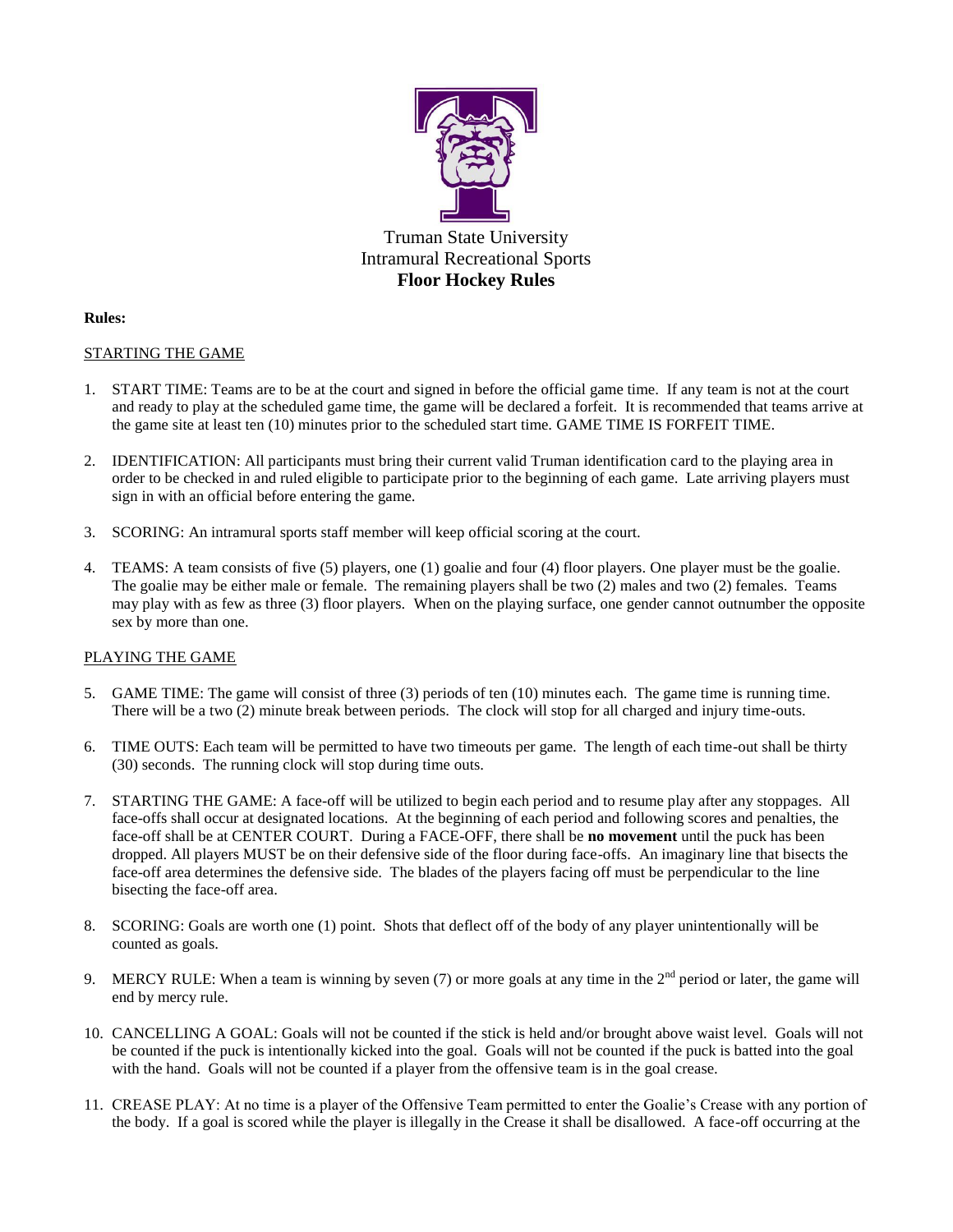Truman State University
Intramural Recreational Sports
**Floor Hockey Rules**

**Rules:**

STARTING THE GAME

1. START TIME: Teams are to be at the court and signed in before the official game time. If any team is not at the court and ready to play at the scheduled game time, the game will be declared a forfeit. It is recommended that teams arrive at the game site at least ten (10) minutes prior to the scheduled start time. GAME TIME IS FORFEIT TIME.

2. IDENTIFICATION: All participants must bring their current valid Truman identification card to the playing area in order to be checked in and ruled eligible to participate prior to the beginning of each game. Late arriving players must sign in with an official before entering the game.

3. SCORING: An intramural sports staff member will keep official scoring at the court.

4. TEAMS: A team consists of five (5) players, one (1) goalie and four (4) floor players. One player must be the goalie. The goalie may be either male or female. The remaining players shall be two (2) males and two (2) females. Teams may play with as few as three (3) floor players. When on the playing surface, one gender cannot outnumber the opposite sex by more than one.

PLAYING THE GAME

5. GAME TIME: The game will consist of three (3) periods of ten (10) minutes each. The game time is running time. There will be a two (2) minute break between periods. The clock will stop for all charged and injury time-outs.

6. TIME OUTS: Each team will be permitted to have two timeouts per game. The length of each time-out shall be thirty (30) seconds. The running clock will stop during time outs.

7. STARTING THE GAME: A face-off will be utilized to begin each period and to resume play after any stoppages. All face-offs shall occur at designated locations. At the beginning of each period and following scores and penalties, the face-off shall be at CENTER COURT. During a FACE-OFF, there shall be **no movement** until the puck has been dropped. All players MUST be on their defensive side of the floor during face-offs. An imaginary line that bisects the face-off area determines the defensive side. The blades of the players facing off must be perpendicular to the line bisecting the face-off area.

8. SCORING: Goals are worth one (1) point. Shots that deflect off of the body of any player unintentionally will be counted as goals.

9. MERCY RULE: When a team is winning by seven (7) or more goals at any time in the 2nd period or later, the game will end by mercy rule.

10. CANCELLING A GOAL: Goals will not be counted if the stick is held and/or brought above waist level. Goals will not be counted if the puck is intentionally kicked into the goal. Goals will not be counted if the puck is batted into the goal with the hand. Goals will not be counted if a player from the offensive team is in the goal crease.

11. CREASE PLAY: At no time is a player of the Offensive Team permitted to enter the Goalie's Crease with any portion of the body. If a goal is scored while the player is illegally in the Crease it shall be disallowed. A face-off occurring at the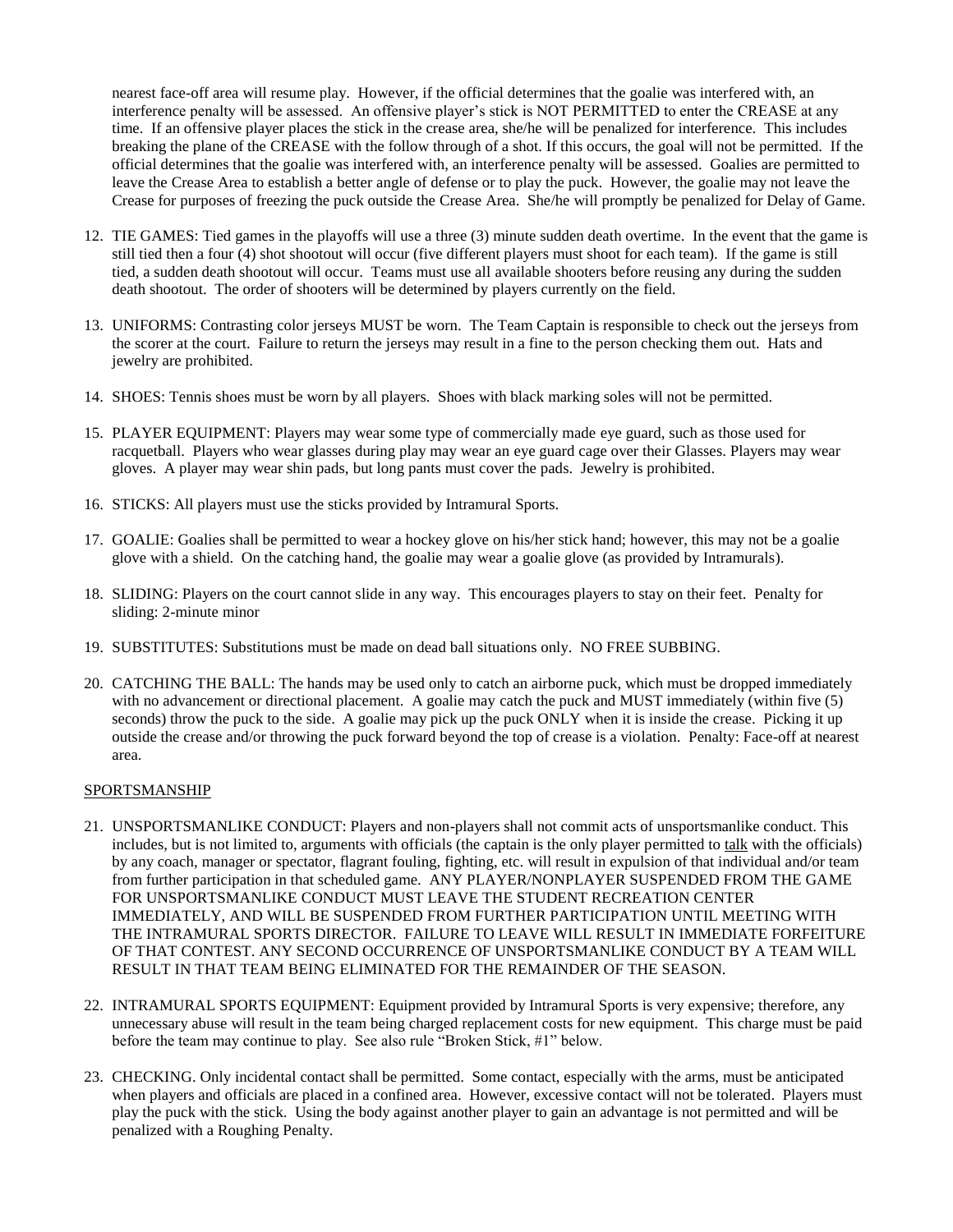nearest face-off area will resume play. However, if the official determines that the goalie was interfered with, an interference penalty will be assessed. An offensive player's stick is NOT PERMITTED to enter the CREASE at any time. If an offensive player places the stick in the crease area, she/he will be penalized for interference. This includes breaking the plane of the CREASE with the follow through of a shot. If this occurs, the goal will not be permitted. If the official determines that the goalie was interfered with, an interference penalty will be assessed. Goalies are permitted to leave the Crease Area to establish a better angle of defense or to play the puck. However, the goalie may not leave the Crease for purposes of freezing the puck outside the Crease Area. She/he will promptly be penalized for Delay of Game.

12. TIE GAMES: Tied games in the playoffs will use a three (3) minute sudden death overtime. In the event that the game is still tied then a four (4) shot shootout will occur (five different players must shoot for each team). If the game is still tied, a sudden death shootout will occur. Teams must use all available shooters before reusing any during the sudden death shootout. The order of shooters will be determined by players currently on the field.

13. UNIFORMS: Contrasting color jerseys MUST be worn. The Team Captain is responsible to check out the jerseys from the scorer at the court. Failure to return the jerseys may result in a fine to the person checking them out. Hats and jewelry are prohibited.

14. SHOES: Tennis shoes must be worn by all players. Shoes with black marking soles will not be permitted.

15. PLAYER EQUIPMENT: Players may wear some type of commercially made eye guard, such as those used for racquetball. Players who wear glasses during play may wear an eye guard cage over their Glasses. Players may wear gloves. A player may wear shin pads, but long pants must cover the pads. Jewelry is prohibited.

16. STICKS: All players must use the sticks provided by Intramural Sports.

17. GOALIE: Goalies shall be permitted to wear a hockey glove on his/her stick hand; however, this may not be a goalie glove with a shield. On the catching hand, the goalie may wear a goalie glove (as provided by Intramurals).

18. SLIDING: Players on the court cannot slide in any way. This encourages players to stay on their feet. Penalty for sliding: 2-minute minor

19. SUBSTITUTES: Substitutions must be made on dead ball situations only. NO FREE SUBBING.

20. CATCHING THE BALL: The hands may be used only to catch an airborne puck, which must be dropped immediately with no advancement or directional placement. A goalie may catch the puck and MUST immediately (within five (5) seconds) throw the puck to the side. A goalie may pick up the puck ONLY when it is inside the crease. Picking it up outside the crease and/or throwing the puck forward beyond the top of crease is a violation. Penalty: Face-off at nearest area.

## SPORTSMANSHIP

21. UNSPORTSMANLIKE CONDUCT: Players and non-players shall not commit acts of unsportsmanlike conduct. This includes, but is not limited to, arguments with officials (the captain is the only player permitted to talk with the officials) by any coach, manager or spectator, flagrant fouling, fighting, etc. will result in expulsion of that individual and/or team from further participation in that scheduled game. ANY PLAYER/NONPLAYER SUSPENDED FROM THE GAME FOR UNSPORTSMANLIKE CONDUCT MUST LEAVE THE STUDENT RECREATION CENTER IMMEDIATELY, AND WILL BE SUSPENDED FROM FURTHER PARTICIPATION UNTIL MEETING WITH THE INTRAMURAL SPORTS DIRECTOR. FAILURE TO LEAVE WILL RESULT IN IMMEDIATE FORFEITURE OF THAT CONTEST. ANY SECOND OCCURRENCE OF UNSPORTSMANLIKE CONDUCT BY A TEAM WILL RESULT IN THAT TEAM BEING ELIMINATED FOR THE REMAINDER OF THE SEASON.

22. INTRAMURAL SPORTS EQUIPMENT: Equipment provided by Intramural Sports is very expensive; therefore, any unnecessary abuse will result in the team being charged replacement costs for new equipment. This charge must be paid before the team may continue to play. See also rule "Broken Stick, #1" below.

23. CHECKING. Only incidental contact shall be permitted. Some contact, especially with the arms, must be anticipated when players and officials are placed in a confined area. However, excessive contact will not be tolerated. Players must play the puck with the stick. Using the body against another player to gain an advantage is not permitted and will be penalized with a Roughing Penalty.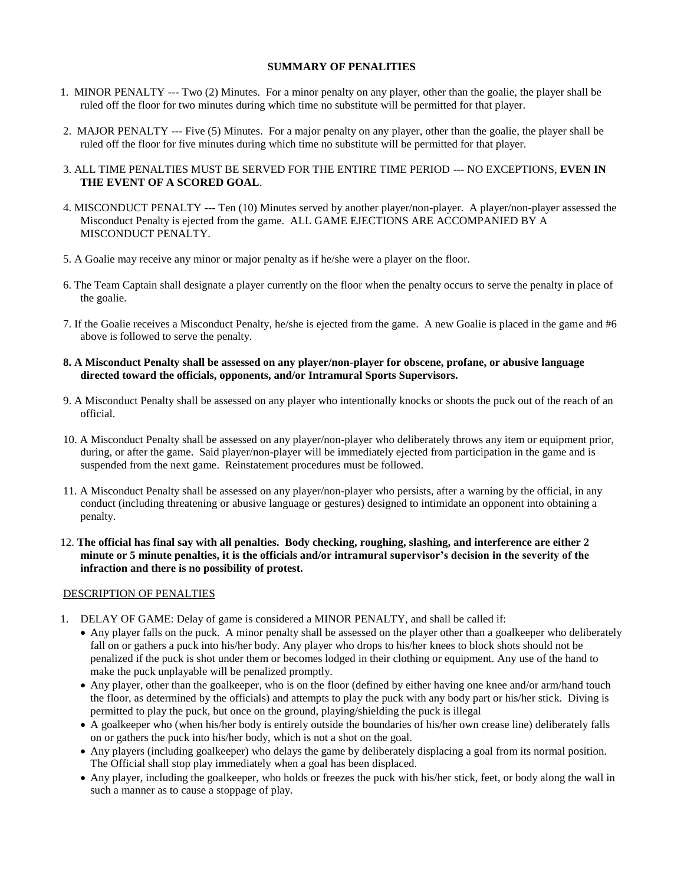## SUMMARY OF PENALITIES

1. MINOR PENALTY --- Two (2) Minutes. For a minor penalty on any player, other than the goalie, the player shall be ruled off the floor for two minutes during which time no substitute will be permitted for that player.

2. MAJOR PENALTY --- Five (5) Minutes. For a major penalty on any player, other than the goalie, the player shall be ruled off the floor for five minutes during which time no substitute will be permitted for that player.

3. ALL TIME PENALTIES MUST BE SERVED FOR THE ENTIRE TIME PERIOD --- NO EXCEPTIONS, **EVEN IN THE EVENT OF A SCORED GOAL**.

4. MISCONDUCT PENALTY --- Ten (10) Minutes served by another player/non-player. A player/non-player assessed the Misconduct Penalty is ejected from the game. ALL GAME EJECTIONS ARE ACCOMPANIED BY A MISCONDUCT PENALTY.

5. A Goalie may receive any minor or major penalty as if he/she were a player on the floor.

6. The Team Captain shall designate a player currently on the floor when the penalty occurs to serve the penalty in place of the goalie.

7. If the Goalie receives a Misconduct Penalty, he/she is ejected from the game. A new Goalie is placed in the game and #6 above is followed to serve the penalty.

8. **A Misconduct Penalty shall be assessed on any player/non-player for obscene, profane, or abusive language directed toward the officials, opponents, and/or Intramural Sports Supervisors.**

9. A Misconduct Penalty shall be assessed on any player who intentionally knocks or shoots the puck out of the reach of an official.

10. A Misconduct Penalty shall be assessed on any player/non-player who deliberately throws any item or equipment prior, during, or after the game. Said player/non-player will be immediately ejected from participation in the game and is suspended from the next game. Reinstatement procedures must be followed.

11. A Misconduct Penalty shall be assessed on any player/non-player who persists, after a warning by the official, in any conduct (including threatening or abusive language or gestures) designed to intimidate an opponent into obtaining a penalty.

12. **The official has final say with all penalties. Body checking, roughing, slashing, and interference are either 2 minute or 5 minute penalties, it is the officials and/or intramural supervisor's decision in the severity of the infraction and there is no possibility of protest.**

<u>DESCRIPTION OF PENALTIES</u>

1. DELAY OF GAME: Delay of game is considered a MINOR PENALTY, and shall be called if:
   - Any player falls on the puck. A minor penalty shall be assessed on the player other than a goalkeeper who deliberately fall on or gathers a puck into his/her body. Any player who drops to his/her knees to block shots should not be penalized if the puck is shot under them or becomes lodged in their clothing or equipment. Any use of the hand to make the puck unplayable will be penalized promptly.
   - Any player, other than the goalkeeper, who is on the floor (defined by either having one knee and/or arm/hand touch the floor, as determined by the officials) and attempts to play the puck with any body part or his/her stick. Diving is permitted to play the puck, but once on the ground, playing/shielding the puck is illegal
   - A goalkeeper who (when his/her body is entirely outside the boundaries of his/her own crease line) deliberately falls on or gathers the puck into his/her body, which is not a shot on the goal.
   - Any players (including goalkeeper) who delays the game by deliberately displacing a goal from its normal position. The Official shall stop play immediately when a goal has been displaced.
   - Any player, including the goalkeeper, who holds or freezes the puck with his/her stick, feet, or body along the wall in such a manner as to cause a stoppage of play.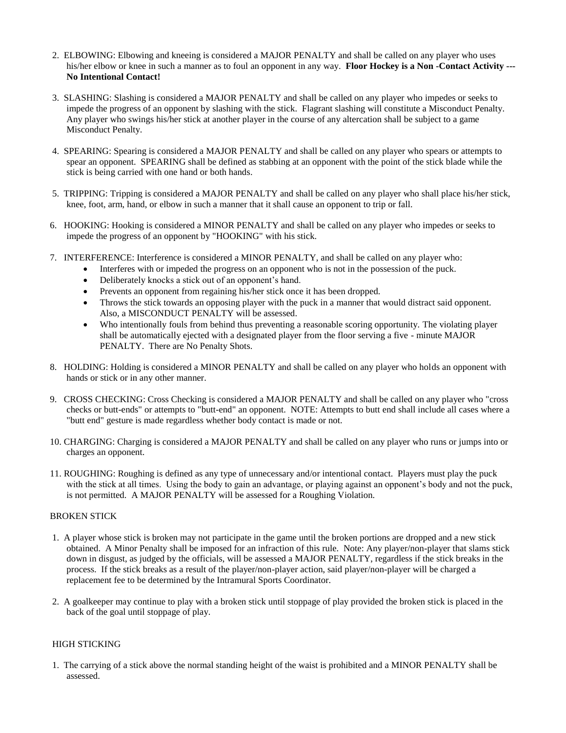2. ELBOWING: Elbowing and kneeing is considered a MAJOR PENALTY and shall be called on any player who uses his/her elbow or knee in such a manner as to foul an opponent in any way. **Floor Hockey is a Non -Contact Activity --- No Intentional Contact!**

3. SLASHING: Slashing is considered a MAJOR PENALTY and shall be called on any player who impedes or seeks to impede the progress of an opponent by slashing with the stick. Flagrant slashing will constitute a Misconduct Penalty. Any player who swings his/her stick at another player in the course of any altercation shall be subject to a game Misconduct Penalty.

4. SPEARING: Spearing is considered a MAJOR PENALTY and shall be called on any player who spears or attempts to spear an opponent. SPEARING shall be defined as stabbing at an opponent with the point of the stick blade while the stick is being carried with one hand or both hands.

5. TRIPPING: Tripping is considered a MAJOR PENALTY and shall be called on any player who shall place his/her stick, knee, foot, arm, hand, or elbow in such a manner that it shall cause an opponent to trip or fall.

6. HOOKING: Hooking is considered a MINOR PENALTY and shall be called on any player who impedes or seeks to impede the progress of an opponent by "HOOKING" with his stick.

7. INTERFERENCE: Interference is considered a MINOR PENALTY, and shall be called on any player who:
   - Interferes with or impeded the progress on an opponent who is not in the possession of the puck.
   - Deliberately knocks a stick out of an opponent's hand.
   - Prevents an opponent from regaining his/her stick once it has been dropped.
   - Throws the stick towards an opposing player with the puck in a manner that would distract said opponent. Also, a MISCONDUCT PENALTY will be assessed.
   - Who intentionally fouls from behind thus preventing a reasonable scoring opportunity. The violating player shall be automatically ejected with a designated player from the floor serving a five - minute MAJOR PENALTY. There are No Penalty Shots.

8. HOLDING: Holding is considered a MINOR PENALTY and shall be called on any player who holds an opponent with hands or stick or in any other manner.

9. CROSS CHECKING: Cross Checking is considered a MAJOR PENALTY and shall be called on any player who "cross checks or butt-ends" or attempts to "butt-end" an opponent. NOTE: Attempts to butt end shall include all cases where a "butt end" gesture is made regardless whether body contact is made or not.

10. CHARGING: Charging is considered a MAJOR PENALTY and shall be called on any player who runs or jumps into or charges an opponent.

11. ROUGHING: Roughing is defined as any type of unnecessary and/or intentional contact. Players must play the puck with the stick at all times. Using the body to gain an advantage, or playing against an opponent's body and not the puck, is not permitted. A MAJOR PENALTY will be assessed for a Roughing Violation.

BROKEN STICK

1. A player whose stick is broken may not participate in the game until the broken portions are dropped and a new stick obtained. A Minor Penalty shall be imposed for an infraction of this rule. Note: Any player/non-player that slams stick down in disgust, as judged by the officials, will be assessed a MAJOR PENALTY, regardless if the stick breaks in the process. If the stick breaks as a result of the player/non-player action, said player/non-player will be charged a replacement fee to be determined by the Intramural Sports Coordinator.

2. A goalkeeper may continue to play with a broken stick until stoppage of play provided the broken stick is placed in the back of the goal until stoppage of play.

HIGH STICKING

1. The carrying of a stick above the normal standing height of the waist is prohibited and a MINOR PENALTY shall be assessed.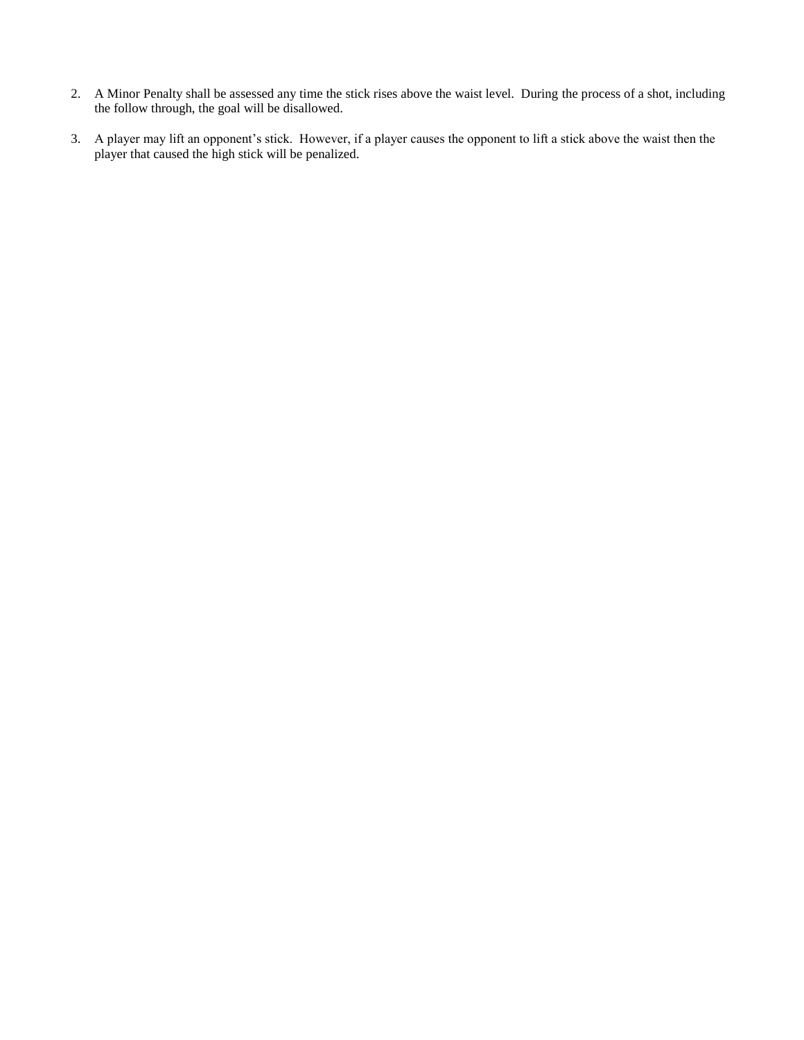2. A Minor Penalty shall be assessed any time the stick rises above the waist level. During the process of a shot, including the follow through, the goal will be disallowed.

3. A player may lift an opponent's stick. However, if a player causes the opponent to lift a stick above the waist then the player that caused the high stick will be penalized.